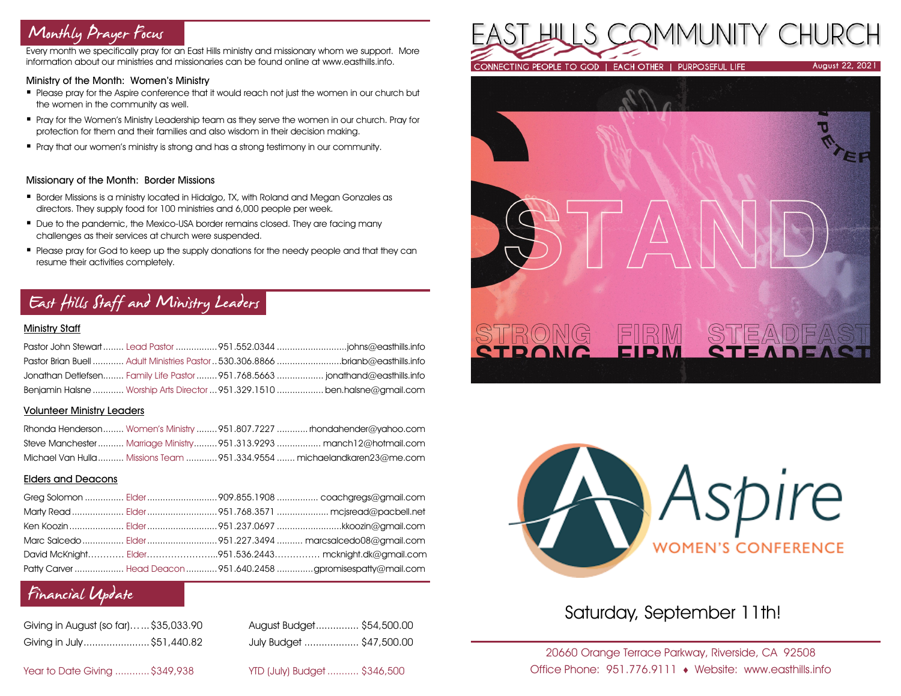## Monthly Prayer Focus

Every month we specifically pray for an East Hills ministry and missionary whom we support. More information about our ministries and missionaries can be found online at www.easthills.info.

### Ministry of the Month: Women's Ministry

- Please pray for the Aspire conference that it would reach not just the women in our church but the women in the community as well.
- Pray for the Women's Ministry Leadership team as they serve the women in our church. Pray for protection for them and their families and also wisdom in their decision making.
- Pray that our women's ministry is strong and has a strong testimony in our community.

### Missionary of the Month: Border Missions

- Border Missions is a ministry located in Hidalgo, TX, with Roland and Megan Gonzales as directors. They supply food for 100 ministries and 6,000 people per week.
- Due to the pandemic, the Mexico-USA border remains closed. They are facing many challenges as their services at church were suspended.
- Please pray for God to keep up the supply donations for the needy people and that they can resume their activities completely.

## East Hills Staff and Ministry Leaders

### Ministry Staff

| Name | Role | Phone | Email |
|---|---|---|---|
| Pastor John Stewart | Lead Pastor | 951.552.0344 | johns@easthills.info |
| Pastor Brian Buell | Adult Ministries Pastor | 530.306.8866 | brianb@easthills.info |
| Jonathan Detlefsen | Family Life Pastor | 951.768.5663 | jonathand@easthills.info |
| Benjamin Halsne | Worship Arts Director | 951.329.1510 | ben.halsne@gmail.com |

### Volunteer Ministry Leaders

| Name | Role | Phone | Email |
|---|---|---|---|
| Rhonda Henderson | Women's Ministry | 951.807.7227 | rhondahender@yahoo.com |
| Steve Manchester | Marriage Ministry | 951.313.9293 | manch12@hotmail.com |
| Michael Van Hulla | Missions Team | 951.334.9554 | michaelandkaren23@me.com |

### Elders and Deacons

| Name | Role | Phone | Email |
|---|---|---|---|
| Greg Solomon | Elder | 909.855.1908 | coachgregs@gmail.com |
| Marty Read | Elder | 951.768.3571 | mcjsread@pacbell.net |
| Ken Koozin | Elder | 951.237.0697 | kkoozin@gmail.com |
| Marc Salcedo | Elder | 951.227.3494 | marcsalcedo08@gmail.com |
| David McKnight | Elder | 951.536.2443 | mcknight.dk@gmail.com |
| Patty Carver | Head Deacon | 951.640.2458 | gpromisespatty@mail.com |

## Financial Update

| | | | |
|---|---|---|---|
| Giving in August (so far) | $35,033.90 | August Budget | $54,500.00 |
| Giving in July | $51,440.82 | July Budget | $47,500.00 |
| Year to Date Giving | $349,938 | YTD (July) Budget | $346,500 |

# EAST HILLS COMMUNITY CHURCH

CONNECTING PEOPLE TO GOD | EACH OTHER | PURPOSEFUL LIFE

August 22, 2021

STAND

1 PETER

STRONG FIRM STEADFAST

Aspire

WOMEN'S CONFERENCE

Saturday, September 11th!

20660 Orange Terrace Parkway, Riverside, CA 92508

Office Phone: 951.776.9111 ♦ Website: www.easthills.info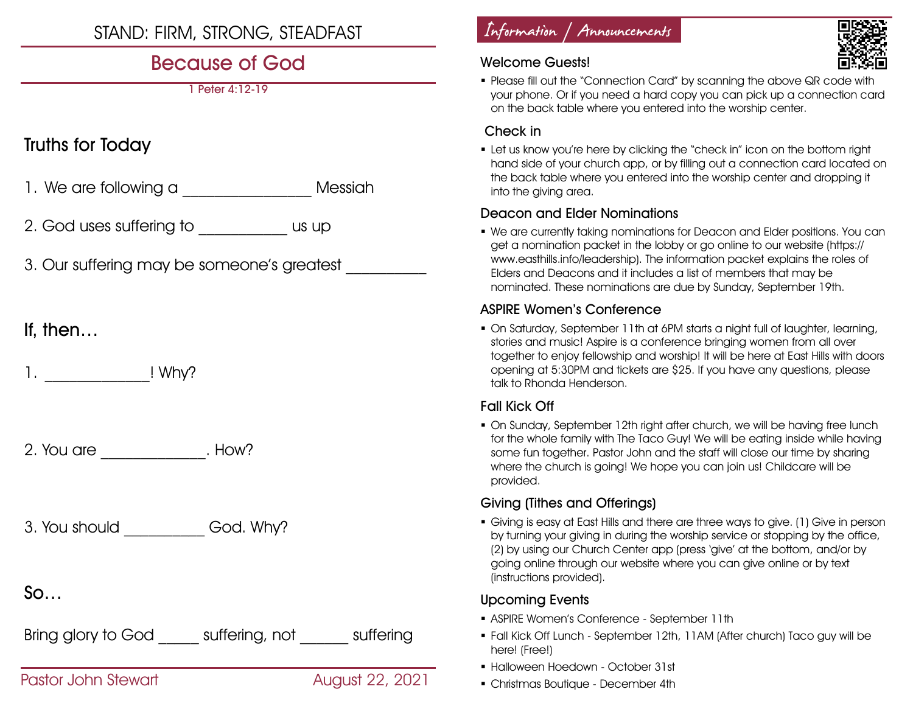# STAND: FIRM, STRONG, STEADFAST

## Because of God

1 Peter 4:12-19

### Truths for Today

1. We are following a _______________ Messiah

2. God uses suffering to __________ us up

3. Our suffering may be someone's greatest _________

### If, then…

1. ____________! Why?

2. You are ____________. How?

3. You should _________ God. Why?

### So…

Bring glory to God _____ suffering, not ______ suffering

Pastor John Stewart August 22, 2021

## *Information / Announcements*

### Welcome Guests!

- Please fill out the "Connection Card" by scanning the above QR code with your phone. Or if you need a hard copy you can pick up a connection card on the back table where you entered into the worship center.

### Check in

- Let us know you're here by clicking the "check in" icon on the bottom right hand side of your church app, or by filling out a connection card located on the back table where you entered into the worship center and dropping it into the giving area.

### Deacon and Elder Nominations

- We are currently taking nominations for Deacon and Elder positions. You can get a nomination packet in the lobby or go online to our website (https://www.easthills.info/leadership). The information packet explains the roles of Elders and Deacons and it includes a list of members that may be nominated. These nominations are due by Sunday, September 19th.

### ASPIRE Women's Conference

- On Saturday, September 11th at 6PM starts a night full of laughter, learning, stories and music! Aspire is a conference bringing women from all over together to enjoy fellowship and worship! It will be here at East Hills with doors opening at 5:30PM and tickets are $25. If you have any questions, please talk to Rhonda Henderson.

### Fall Kick Off

- On Sunday, September 12th right after church, we will be having free lunch for the whole family with The Taco Guy! We will be eating inside while having some fun together. Pastor John and the staff will close our time by sharing where the church is going! We hope you can join us! Childcare will be provided.

### Giving (Tithes and Offerings)

- Giving is easy at East Hills and there are three ways to give. (1) Give in person by turning your giving in during the worship service or stopping by the office, (2) by using our Church Center app (press 'give' at the bottom, and/or by going online through our website where you can give online or by text (instructions provided).

### Upcoming Events

- ASPIRE Women's Conference - September 11th
- Fall Kick Off Lunch - September 12th, 11AM (After church) Taco guy will be here! (Free!)
- Halloween Hoedown - October 31st
- Christmas Boutique - December 4th